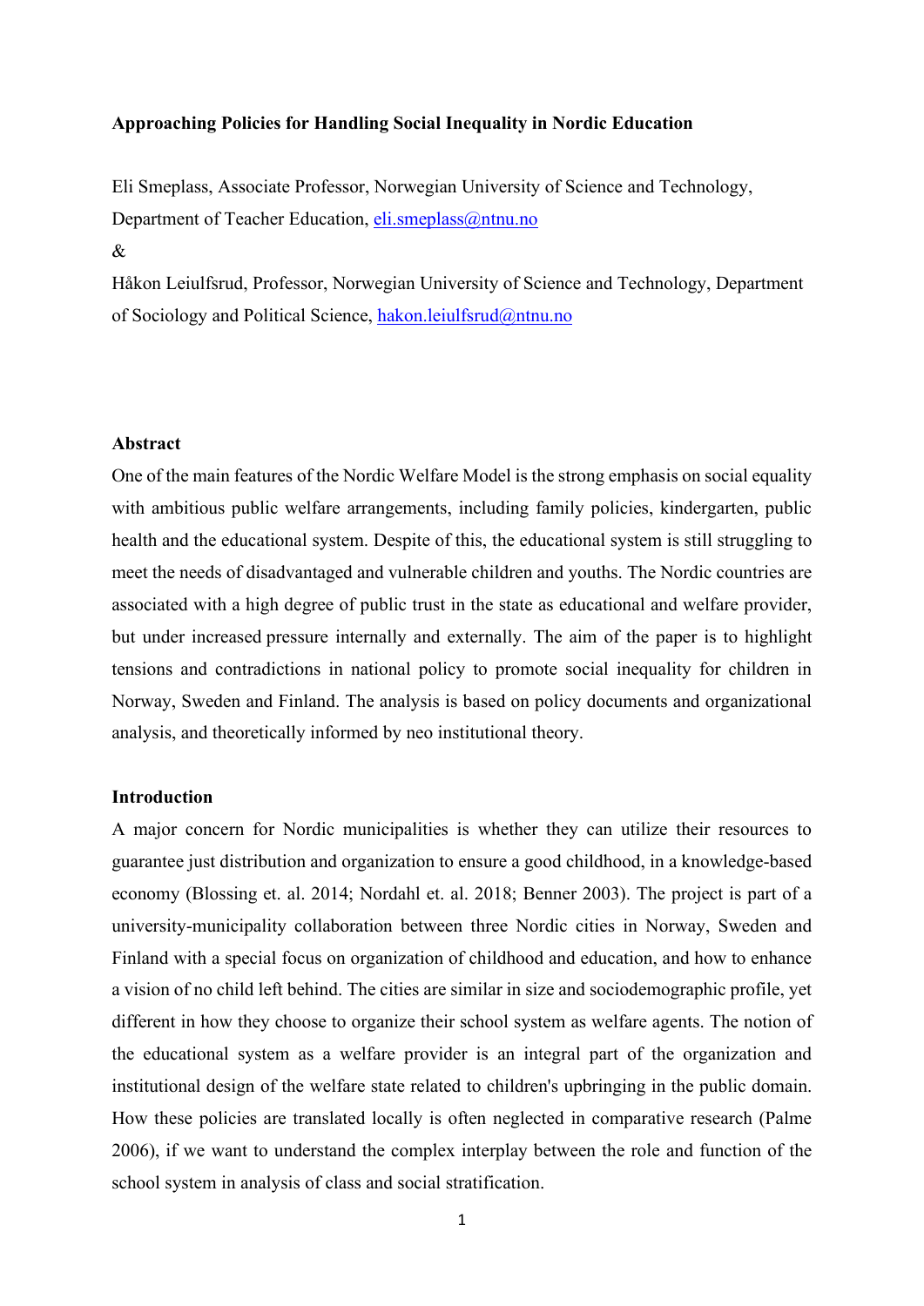**Approaching Policies for Handling Social Inequality in Nordic Education**

Eli Smeplass, Associate Professor, Norwegian University of Science and Technology, Department of Teacher Education, eli.smeplass@ntnu.no

&

Håkon Leiulfsrud, Professor, Norwegian University of Science and Technology, Department of Sociology and Political Science, hakon.leiulfsrud@ntnu.no

## Abstract

One of the main features of the Nordic Welfare Model is the strong emphasis on social equality with ambitious public welfare arrangements, including family policies, kindergarten, public health and the educational system. Despite of this, the educational system is still struggling to meet the needs of disadvantaged and vulnerable children and youths. The Nordic countries are associated with a high degree of public trust in the state as educational and welfare provider, but under increased pressure internally and externally. The aim of the paper is to highlight tensions and contradictions in national policy to promote social inequality for children in Norway, Sweden and Finland. The analysis is based on policy documents and organizational analysis, and theoretically informed by neo institutional theory.

## Introduction

A major concern for Nordic municipalities is whether they can utilize their resources to guarantee just distribution and organization to ensure a good childhood, in a knowledge-based economy (Blossing et. al. 2014; Nordahl et. al. 2018; Benner 2003). The project is part of a university-municipality collaboration between three Nordic cities in Norway, Sweden and Finland with a special focus on organization of childhood and education, and how to enhance a vision of no child left behind. The cities are similar in size and sociodemographic profile, yet different in how they choose to organize their school system as welfare agents. The notion of the educational system as a welfare provider is an integral part of the organization and institutional design of the welfare state related to children's upbringing in the public domain. How these policies are translated locally is often neglected in comparative research (Palme 2006), if we want to understand the complex interplay between the role and function of the school system in analysis of class and social stratification.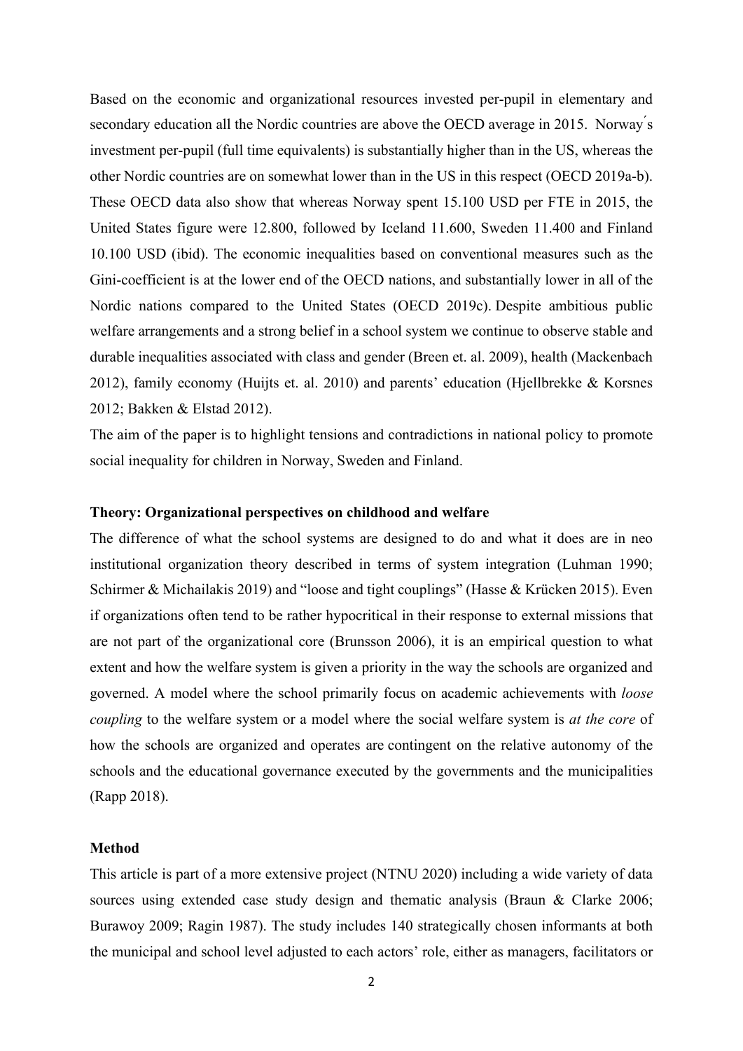Based on the economic and organizational resources invested per-pupil in elementary and secondary education all the Nordic countries are above the OECD average in 2015. Norway ́s investment per-pupil (full time equivalents) is substantially higher than in the US, whereas the other Nordic countries are on somewhat lower than in the US in this respect (OECD 2019a-b). These OECD data also show that whereas Norway spent 15.100 USD per FTE in 2015, the United States figure were 12.800, followed by Iceland 11.600, Sweden 11.400 and Finland 10.100 USD (ibid). The economic inequalities based on conventional measures such as the Gini-coefficient is at the lower end of the OECD nations, and substantially lower in all of the Nordic nations compared to the United States (OECD 2019c). Despite ambitious public welfare arrangements and a strong belief in a school system we continue to observe stable and durable inequalities associated with class and gender (Breen et. al. 2009), health (Mackenbach 2012), family economy (Huijts et. al. 2010) and parents' education (Hjellbrekke & Korsnes 2012; Bakken & Elstad 2012).

The aim of the paper is to highlight tensions and contradictions in national policy to promote social inequality for children in Norway, Sweden and Finland.

**Theory: Organizational perspectives on childhood and welfare**

The difference of what the school systems are designed to do and what it does are in neo institutional organization theory described in terms of system integration (Luhman 1990; Schirmer & Michailakis 2019) and "loose and tight couplings" (Hasse & Krücken 2015). Even if organizations often tend to be rather hypocritical in their response to external missions that are not part of the organizational core (Brunsson 2006), it is an empirical question to what extent and how the welfare system is given a priority in the way the schools are organized and governed. A model where the school primarily focus on academic achievements with *loose coupling* to the welfare system or a model where the social welfare system is *at the core* of how the schools are organized and operates are contingent on the relative autonomy of the schools and the educational governance executed by the governments and the municipalities (Rapp 2018).

**Method**

This article is part of a more extensive project (NTNU 2020) including a wide variety of data sources using extended case study design and thematic analysis (Braun & Clarke 2006; Burawoy 2009; Ragin 1987). The study includes 140 strategically chosen informants at both the municipal and school level adjusted to each actors' role, either as managers, facilitators or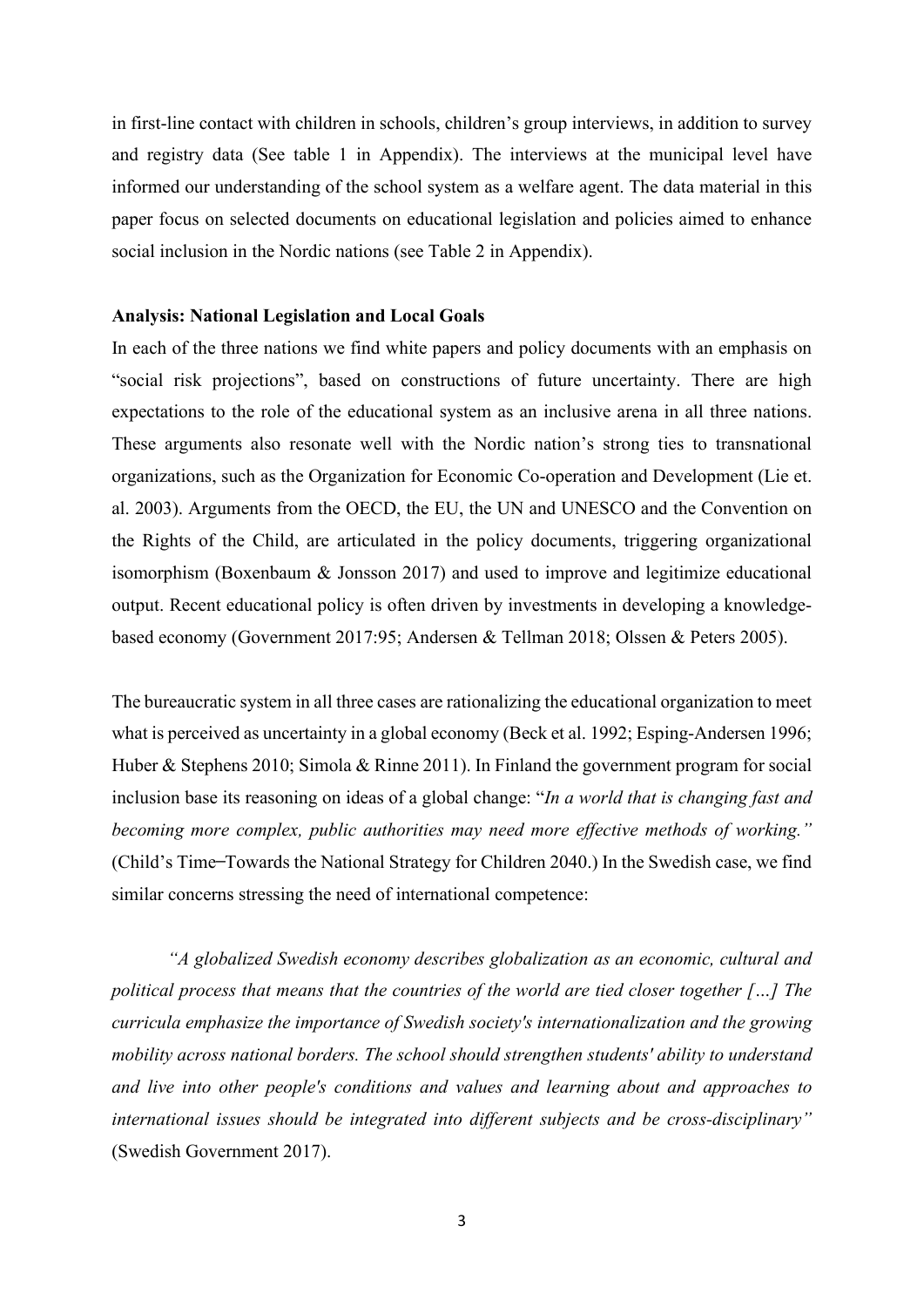in first-line contact with children in schools, children's group interviews, in addition to survey and registry data (See table 1 in Appendix). The interviews at the municipal level have informed our understanding of the school system as a welfare agent. The data material in this paper focus on selected documents on educational legislation and policies aimed to enhance social inclusion in the Nordic nations (see Table 2 in Appendix).

**Analysis: National Legislation and Local Goals**

In each of the three nations we find white papers and policy documents with an emphasis on "social risk projections", based on constructions of future uncertainty. There are high expectations to the role of the educational system as an inclusive arena in all three nations. These arguments also resonate well with the Nordic nation's strong ties to transnational organizations, such as the Organization for Economic Co-operation and Development (Lie et. al. 2003). Arguments from the OECD, the EU, the UN and UNESCO and the Convention on the Rights of the Child, are articulated in the policy documents, triggering organizational isomorphism (Boxenbaum & Jonsson 2017) and used to improve and legitimize educational output. Recent educational policy is often driven by investments in developing a knowledge-based economy (Government 2017:95; Andersen & Tellman 2018; Olssen & Peters 2005).

The bureaucratic system in all three cases are rationalizing the educational organization to meet what is perceived as uncertainty in a global economy (Beck et al. 1992; Esping-Andersen 1996; Huber & Stephens 2010; Simola & Rinne 2011). In Finland the government program for social inclusion base its reasoning on ideas of a global change: "*In a world that is changing fast and becoming more complex, public authorities may need more effective methods of working.*" (Child's Time–Towards the National Strategy for Children 2040.) In the Swedish case, we find similar concerns stressing the need of international competence:

> *"A globalized Swedish economy describes globalization as an economic, cultural and political process that means that the countries of the world are tied closer together […] The curricula emphasize the importance of Swedish society's internationalization and the growing mobility across national borders. The school should strengthen students' ability to understand and live into other people's conditions and values and learning about and approaches to international issues should be integrated into different subjects and be cross-disciplinary"* (Swedish Government 2017).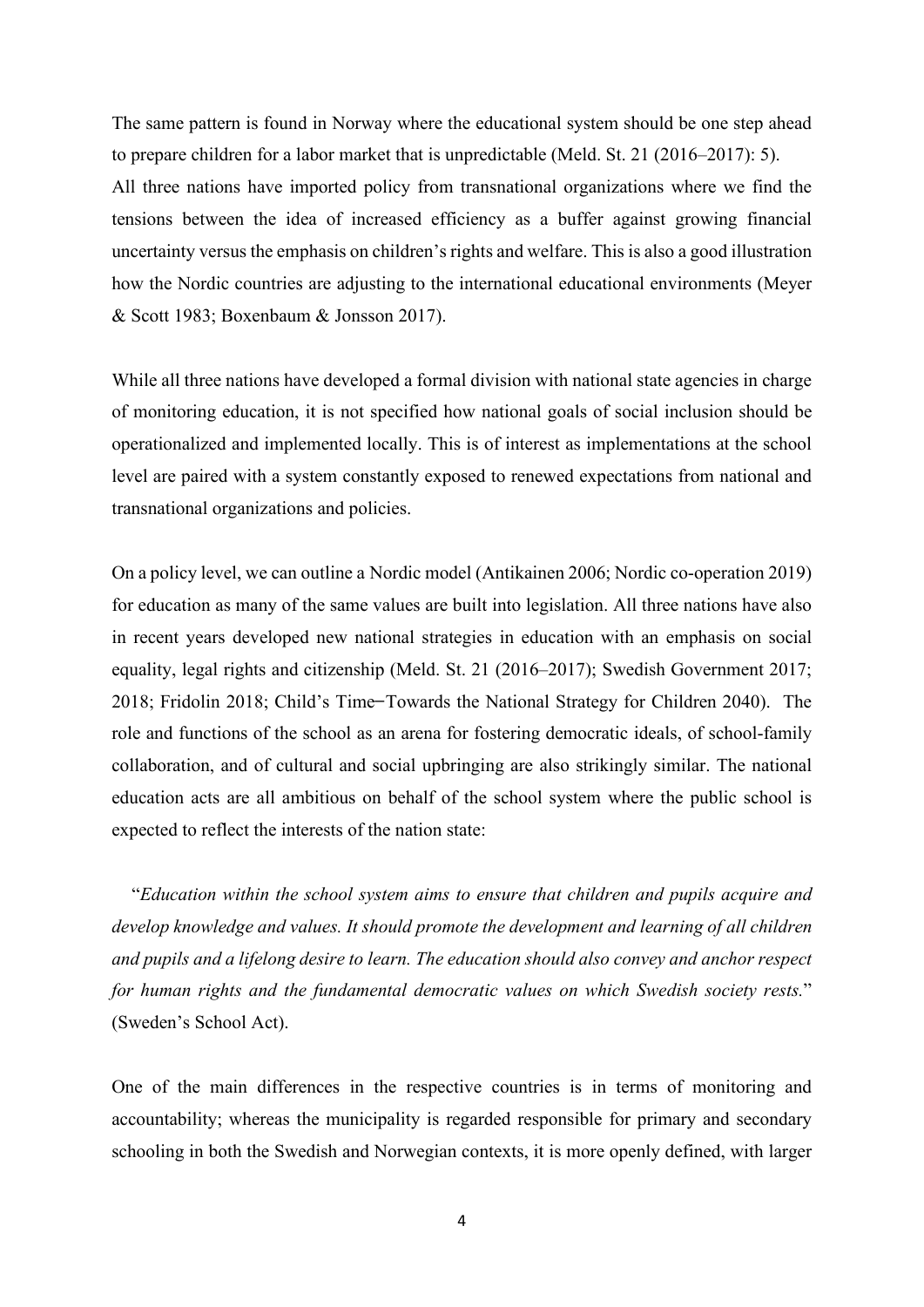The same pattern is found in Norway where the educational system should be one step ahead to prepare children for a labor market that is unpredictable (Meld. St. 21 (2016–2017): 5). All three nations have imported policy from transnational organizations where we find the tensions between the idea of increased efficiency as a buffer against growing financial uncertainty versus the emphasis on children's rights and welfare. This is also a good illustration how the Nordic countries are adjusting to the international educational environments (Meyer & Scott 1983; Boxenbaum & Jonsson 2017).

While all three nations have developed a formal division with national state agencies in charge of monitoring education, it is not specified how national goals of social inclusion should be operationalized and implemented locally. This is of interest as implementations at the school level are paired with a system constantly exposed to renewed expectations from national and transnational organizations and policies.

On a policy level, we can outline a Nordic model (Antikainen 2006; Nordic co-operation 2019) for education as many of the same values are built into legislation. All three nations have also in recent years developed new national strategies in education with an emphasis on social equality, legal rights and citizenship (Meld. St. 21 (2016–2017); Swedish Government 2017; 2018; Fridolin 2018; Child's Time–Towards the National Strategy for Children 2040). The role and functions of the school as an arena for fostering democratic ideals, of school-family collaboration, and of cultural and social upbringing are also strikingly similar. The national education acts are all ambitious on behalf of the school system where the public school is expected to reflect the interests of the nation state:

"*Education within the school system aims to ensure that children and pupils acquire and develop knowledge and values. It should promote the development and learning of all children and pupils and a lifelong desire to learn. The education should also convey and anchor respect for human rights and the fundamental democratic values on which Swedish society rests.*" (Sweden's School Act).

One of the main differences in the respective countries is in terms of monitoring and accountability; whereas the municipality is regarded responsible for primary and secondary schooling in both the Swedish and Norwegian contexts, it is more openly defined, with larger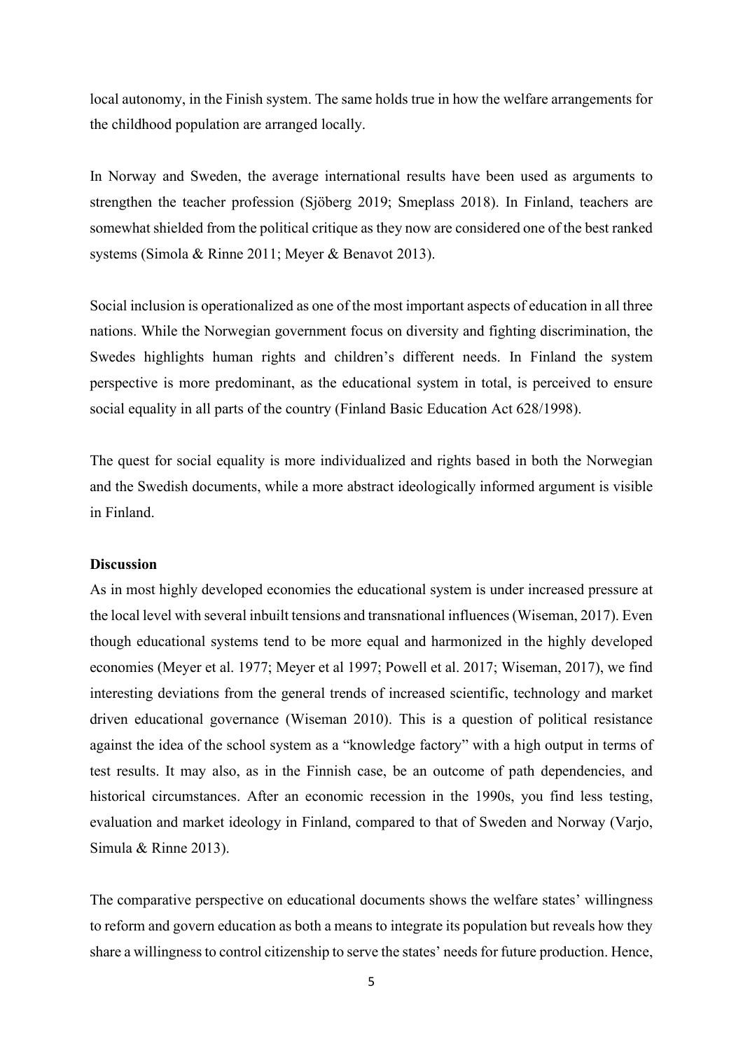local autonomy, in the Finish system. The same holds true in how the welfare arrangements for the childhood population are arranged locally.

In Norway and Sweden, the average international results have been used as arguments to strengthen the teacher profession (Sjöberg 2019; Smeplass 2018). In Finland, teachers are somewhat shielded from the political critique as they now are considered one of the best ranked systems (Simola & Rinne 2011; Meyer & Benavot 2013).

Social inclusion is operationalized as one of the most important aspects of education in all three nations. While the Norwegian government focus on diversity and fighting discrimination, the Swedes highlights human rights and children's different needs. In Finland the system perspective is more predominant, as the educational system in total, is perceived to ensure social equality in all parts of the country (Finland Basic Education Act 628/1998).

The quest for social equality is more individualized and rights based in both the Norwegian and the Swedish documents, while a more abstract ideologically informed argument is visible in Finland.

**Discussion**

As in most highly developed economies the educational system is under increased pressure at the local level with several inbuilt tensions and transnational influences (Wiseman, 2017). Even though educational systems tend to be more equal and harmonized in the highly developed economies (Meyer et al. 1977; Meyer et al 1997; Powell et al. 2017; Wiseman, 2017), we find interesting deviations from the general trends of increased scientific, technology and market driven educational governance (Wiseman 2010). This is a question of political resistance against the idea of the school system as a "knowledge factory" with a high output in terms of test results. It may also, as in the Finnish case, be an outcome of path dependencies, and historical circumstances. After an economic recession in the 1990s, you find less testing, evaluation and market ideology in Finland, compared to that of Sweden and Norway (Varjo, Simula & Rinne 2013).

The comparative perspective on educational documents shows the welfare states' willingness to reform and govern education as both a means to integrate its population but reveals how they share a willingness to control citizenship to serve the states' needs for future production. Hence,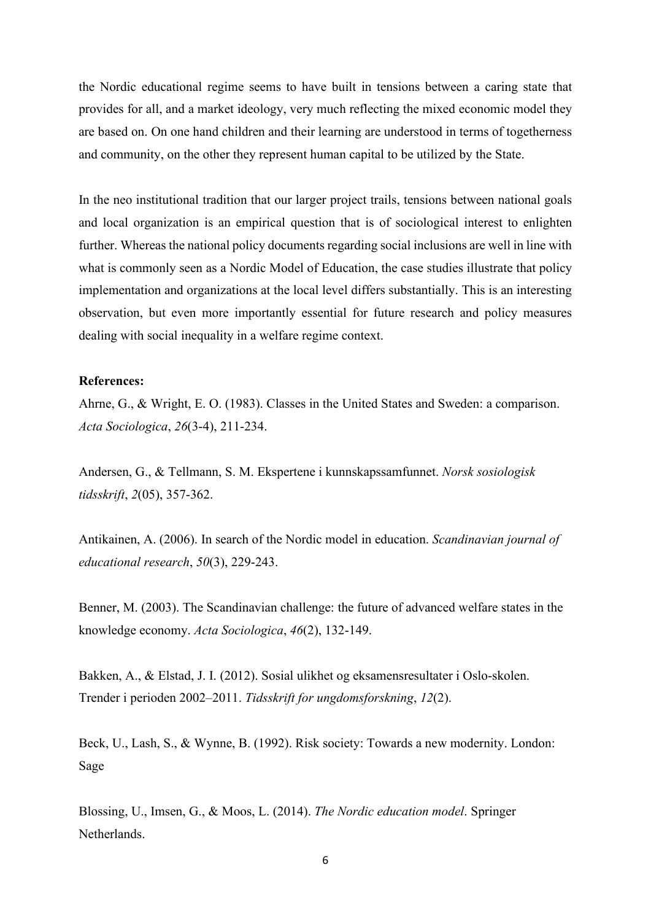the Nordic educational regime seems to have built in tensions between a caring state that provides for all, and a market ideology, very much reflecting the mixed economic model they are based on. On one hand children and their learning are understood in terms of togetherness and community, on the other they represent human capital to be utilized by the State.

In the neo institutional tradition that our larger project trails, tensions between national goals and local organization is an empirical question that is of sociological interest to enlighten further. Whereas the national policy documents regarding social inclusions are well in line with what is commonly seen as a Nordic Model of Education, the case studies illustrate that policy implementation and organizations at the local level differs substantially. This is an interesting observation, but even more importantly essential for future research and policy measures dealing with social inequality in a welfare regime context.

**References:**

Ahrne, G., & Wright, E. O. (1983). Classes in the United States and Sweden: a comparison. *Acta Sociologica*, *26*(3-4), 211-234.

Andersen, G., & Tellmann, S. M. Ekspertene i kunnskapssamfunnet. *Norsk sosiologisk tidsskrift*, *2*(05), 357-362.

Antikainen, A. (2006). In search of the Nordic model in education. *Scandinavian journal of educational research*, *50*(3), 229-243.

Benner, M. (2003). The Scandinavian challenge: the future of advanced welfare states in the knowledge economy. *Acta Sociologica*, *46*(2), 132-149.

Bakken, A., & Elstad, J. I. (2012). Sosial ulikhet og eksamensresultater i Oslo-skolen. Trender i perioden 2002–2011. *Tidsskrift for ungdomsforskning*, *12*(2).

Beck, U., Lash, S., & Wynne, B. (1992). Risk society: Towards a new modernity. London: Sage

Blossing, U., Imsen, G., & Moos, L. (2014). *The Nordic education model*. Springer Netherlands.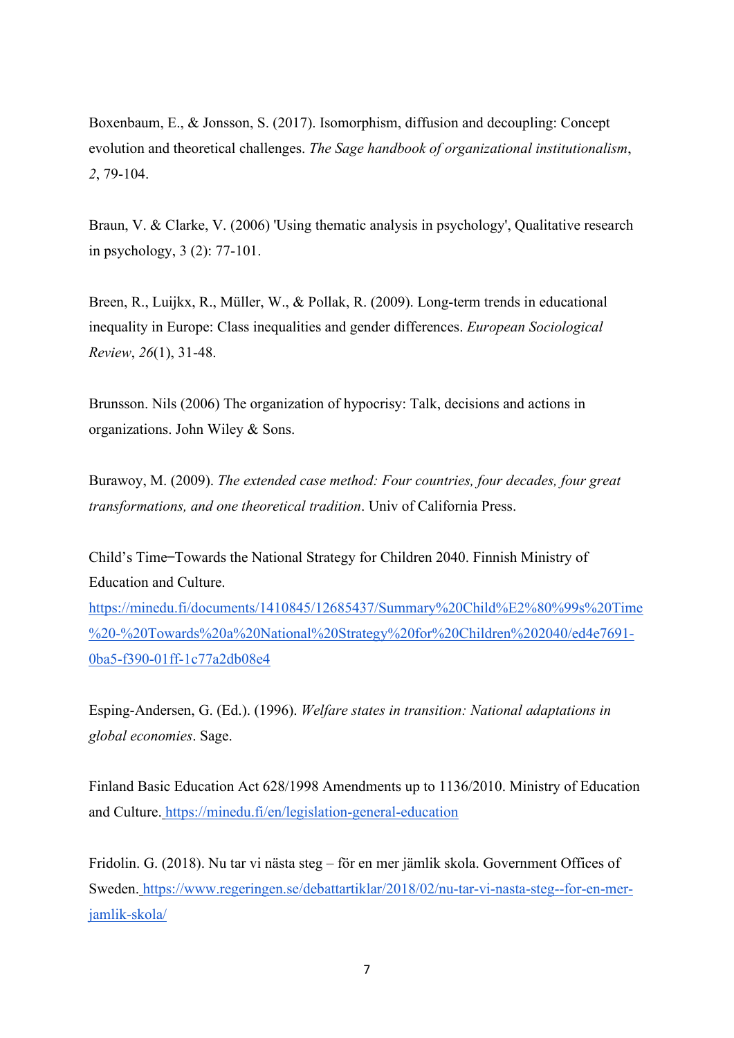Boxenbaum, E., & Jonsson, S. (2017). Isomorphism, diffusion and decoupling: Concept evolution and theoretical challenges. *The Sage handbook of organizational institutionalism*, *2*, 79-104.

Braun, V. & Clarke, V. (2006) 'Using thematic analysis in psychology', Qualitative research in psychology, 3 (2): 77-101.

Breen, R., Luijkx, R., Müller, W., & Pollak, R. (2009). Long-term trends in educational inequality in Europe: Class inequalities and gender differences. *European Sociological Review*, *26*(1), 31-48.

Brunsson. Nils (2006) The organization of hypocrisy: Talk, decisions and actions in organizations. John Wiley & Sons.

Burawoy, M. (2009). *The extended case method: Four countries, four decades, four great transformations, and one theoretical tradition*. Univ of California Press.

Child's Time‒Towards the National Strategy for Children 2040. Finnish Ministry of Education and Culture. https://minedu.fi/documents/1410845/12685437/Summary%20Child%E2%80%99s%20Time%20-%20Towards%20a%20National%20Strategy%20for%20Children%202040/ed4e7691-0ba5-f390-01ff-1c77a2db08e4

Esping-Andersen, G. (Ed.). (1996). *Welfare states in transition: National adaptations in global economies*. Sage.

Finland Basic Education Act 628/1998 Amendments up to 1136/2010. Ministry of Education and Culture. https://minedu.fi/en/legislation-general-education

Fridolin. G. (2018). Nu tar vi nästa steg – för en mer jämlik skola. Government Offices of Sweden. https://www.regeringen.se/debattartiklar/2018/02/nu-tar-vi-nasta-steg--for-en-mer-jamlik-skola/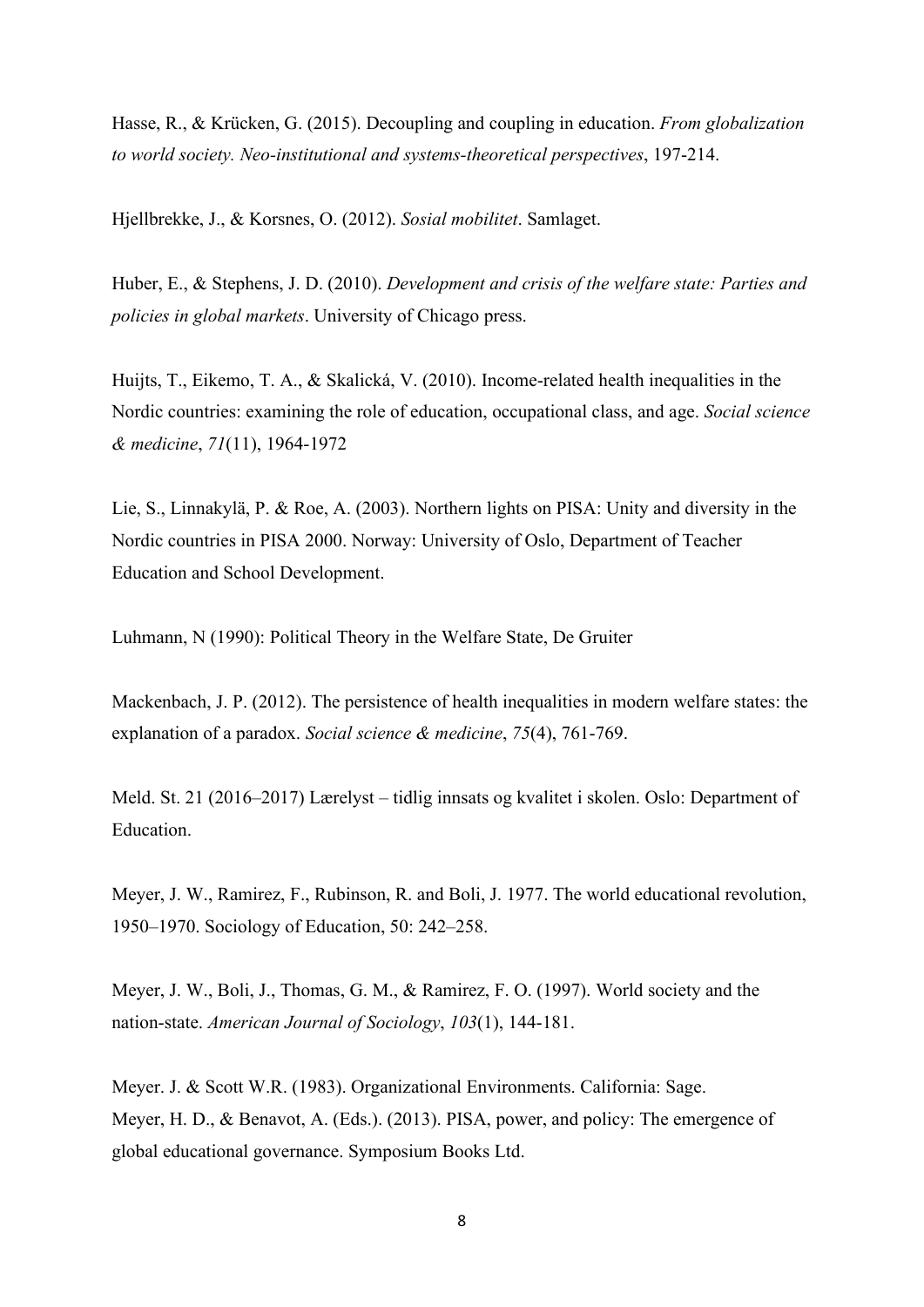Hasse, R., & Krücken, G. (2015). Decoupling and coupling in education. *From globalization to world society. Neo-institutional and systems-theoretical perspectives*, 197-214.

Hjellbrekke, J., & Korsnes, O. (2012). *Sosial mobilitet*. Samlaget.

Huber, E., & Stephens, J. D. (2010). *Development and crisis of the welfare state: Parties and policies in global markets*. University of Chicago press.

Huijts, T., Eikemo, T. A., & Skalická, V. (2010). Income-related health inequalities in the Nordic countries: examining the role of education, occupational class, and age. *Social science & medicine*, *71*(11), 1964-1972

Lie, S., Linnakylä, P. & Roe, A. (2003). Northern lights on PISA: Unity and diversity in the Nordic countries in PISA 2000. Norway: University of Oslo, Department of Teacher Education and School Development.

Luhmann, N (1990): Political Theory in the Welfare State, De Gruiter

Mackenbach, J. P. (2012). The persistence of health inequalities in modern welfare states: the explanation of a paradox. *Social science & medicine*, *75*(4), 761-769.

Meld. St. 21 (2016–2017) Lærelyst – tidlig innsats og kvalitet i skolen. Oslo: Department of Education.

Meyer, J. W., Ramirez, F., Rubinson, R. and Boli, J. 1977. The world educational revolution, 1950–1970. Sociology of Education, 50: 242–258.

Meyer, J. W., Boli, J., Thomas, G. M., & Ramirez, F. O. (1997). World society and the nation-state. *American Journal of Sociology*, *103*(1), 144-181.

Meyer. J. & Scott W.R. (1983). Organizational Environments. California: Sage.
Meyer, H. D., & Benavot, A. (Eds.). (2013). PISA, power, and policy: The emergence of global educational governance. Symposium Books Ltd.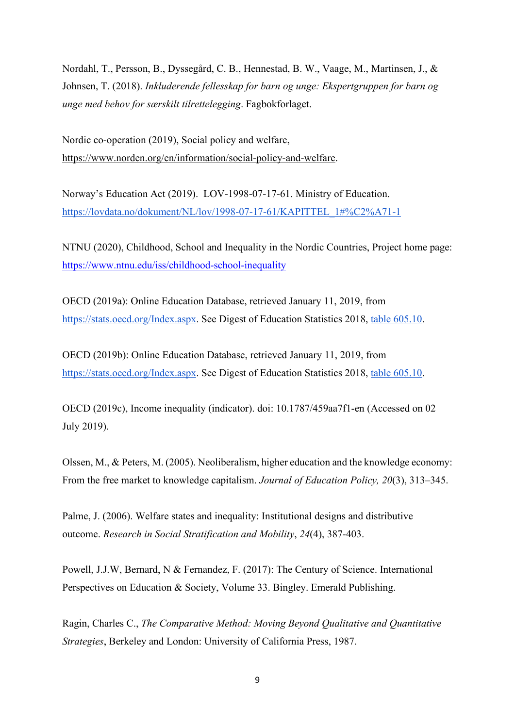Nordahl, T., Persson, B., Dyssegård, C. B., Hennestad, B. W., Vaage, M., Martinsen, J., & Johnsen, T. (2018). *Inkluderende fellesskap for barn og unge: Ekspertgruppen for barn og unge med behov for særskilt tilrettelegging*. Fagbokforlaget.

Nordic co-operation (2019), Social policy and welfare, https://www.norden.org/en/information/social-policy-and-welfare.

Norway's Education Act (2019). LOV-1998-07-17-61. Ministry of Education. https://lovdata.no/dokument/NL/lov/1998-07-17-61/KAPITTEL_1#%C2%A71-1

NTNU (2020), Childhood, School and Inequality in the Nordic Countries, Project home page: https://www.ntnu.edu/iss/childhood-school-inequality

OECD (2019a): Online Education Database, retrieved January 11, 2019, from https://stats.oecd.org/Index.aspx. See Digest of Education Statistics 2018, table 605.10.

OECD (2019b): Online Education Database, retrieved January 11, 2019, from https://stats.oecd.org/Index.aspx. See Digest of Education Statistics 2018, table 605.10.

OECD (2019c), Income inequality (indicator). doi: 10.1787/459aa7f1-en (Accessed on 02 July 2019).

Olssen, M., & Peters, M. (2005). Neoliberalism, higher education and the knowledge economy: From the free market to knowledge capitalism. *Journal of Education Policy, 20*(3), 313–345.

Palme, J. (2006). Welfare states and inequality: Institutional designs and distributive outcome. *Research in Social Stratification and Mobility*, *24*(4), 387-403.

Powell, J.J.W, Bernard, N & Fernandez, F. (2017): The Century of Science. International Perspectives on Education & Society, Volume 33. Bingley. Emerald Publishing.

Ragin, Charles C., *The Comparative Method: Moving Beyond Qualitative and Quantitative Strategies*, Berkeley and London: University of California Press, 1987.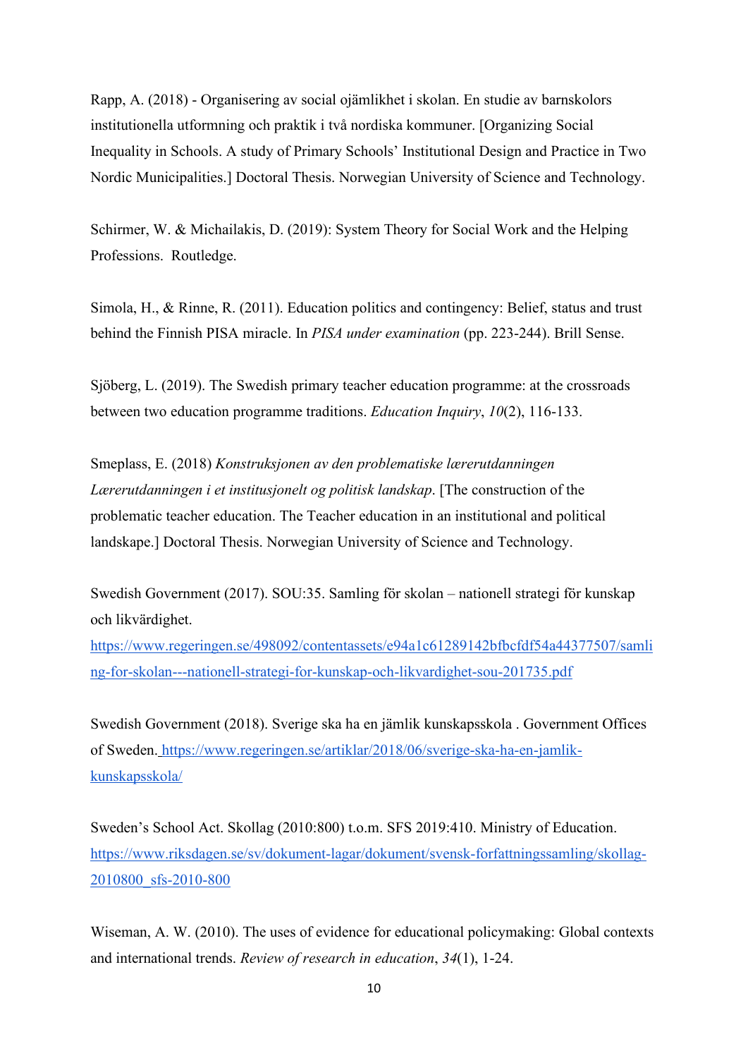Rapp, A. (2018) - Organisering av social ojämlikhet i skolan. En studie av barnskolors institutionella utformning och praktik i två nordiska kommuner. [Organizing Social Inequality in Schools. A study of Primary Schools' Institutional Design and Practice in Two Nordic Municipalities.] Doctoral Thesis. Norwegian University of Science and Technology.

Schirmer, W. & Michailakis, D. (2019): System Theory for Social Work and the Helping Professions. Routledge.

Simola, H., & Rinne, R. (2011). Education politics and contingency: Belief, status and trust behind the Finnish PISA miracle. In *PISA under examination* (pp. 223-244). Brill Sense.

Sjöberg, L. (2019). The Swedish primary teacher education programme: at the crossroads between two education programme traditions. *Education Inquiry*, *10*(2), 116-133.

Smeplass, E. (2018) *Konstruksjonen av den problematiske lærerutdanningen Lærerutdanningen i et institusjonelt og politisk landskap*. [The construction of the problematic teacher education. The Teacher education in an institutional and political landskape.] Doctoral Thesis. Norwegian University of Science and Technology.

Swedish Government (2017). SOU:35. Samling för skolan – nationell strategi för kunskap och likvärdighet. https://www.regeringen.se/498092/contentassets/e94a1c61289142bfbcfdf54a44377507/samling-for-skolan---nationell-strategi-for-kunskap-och-likvardighet-sou-201735.pdf

Swedish Government (2018). Sverige ska ha en jämlik kunskapsskola . Government Offices of Sweden. https://www.regeringen.se/artiklar/2018/06/sverige-ska-ha-en-jamlik-kunskapsskola/

Sweden's School Act. Skollag (2010:800) t.o.m. SFS 2019:410. Ministry of Education. https://www.riksdagen.se/sv/dokument-lagar/dokument/svensk-forfattningssamling/skollag-2010800_sfs-2010-800

Wiseman, A. W. (2010). The uses of evidence for educational policymaking: Global contexts and international trends. *Review of research in education*, *34*(1), 1-24.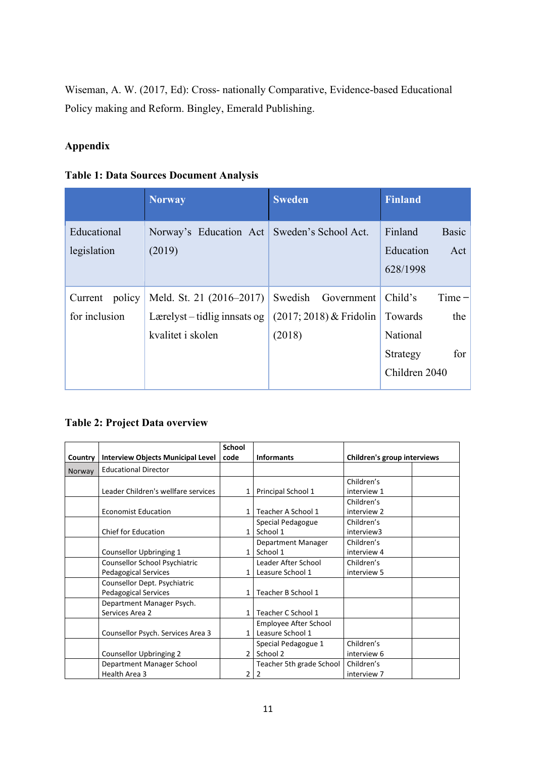Wiseman, A. W. (2017, Ed): Cross- nationally Comparative, Evidence-based Educational Policy making and Reform. Bingley, Emerald Publishing.

## Appendix

**Table 1: Data Sources Document Analysis**

| | Norway | Sweden | Finland |
|---|---|---|---|
| Educational legislation | Norway's Education Act (2019) | Sweden's School Act. | Finland Basic Education Act 628/1998 |
| Current policy for inclusion | Meld. St. 21 (2016–2017) Lærelyst – tidlig innsats og kvalitet i skolen | Swedish Government (2017; 2018) & Fridolin (2018) | Child's Time – Towards the National Strategy for Children 2040 |

**Table 2: Project Data overview**

| Country | Interview Objects Municipal Level | School code | Informants | Children's group interviews | |
|---|---|---|---|---|---|
| Norway | Educational Director | | | | |
| | Leader Children's wellfare services | 1 | Principal School 1 | Children's interview 1 | |
| | Economist Education | 1 | Teacher A School 1 | Children's interview 2 | |
| | Chief for Education | 1 | Special Pedagogue School 1 | Children's interview3 | |
| | Counsellor Upbringing 1 | 1 | Department Manager School 1 | Children's interview 4 | |
| | Counsellor School Psychiatric Pedagogical Services | 1 | Leader After School Leasure School 1 | Children's interview 5 | |
| | Counsellor Dept. Psychiatric Pedagogical Services | 1 | Teacher B School 1 | | |
| | Department Manager Psych. Services Area 2 | 1 | Teacher C School 1 | | |
| | Counsellor Psych. Services Area 3 | 1 | Employee After School Leasure School 1 | | |
| | Counsellor Upbringing 2 | 2 | Special Pedagogue 1 School 2 | Children's interview 6 | |
| | Department Manager School Health Area 3 | 2 | Teacher 5th grade School 2 | Children's interview 7 | |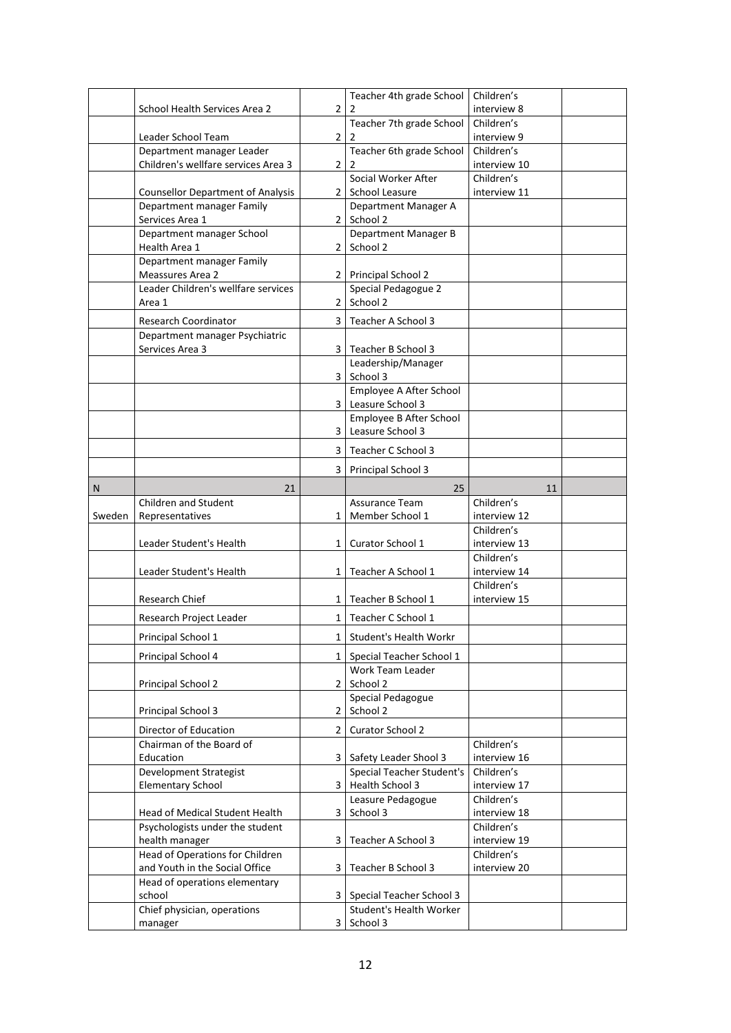|  |  |  |  |  |  |
|---|---|---|---|---|---|
|  | School Health Services Area 2 | 2 | Teacher 4th grade School 2 | Children's interview 8 |  |
|  | Leader School Team | 2 | Teacher 7th grade School 2 | Children's interview 9 |  |
|  | Department manager Leader Children's wellfare services Area 3 | 2 | Teacher 6th grade School 2 | Children's interview 10 |  |
|  | Counsellor Department of Analysis | 2 | Social Worker After School Leasure | Children's interview 11 |  |
|  | Department manager Family Services Area 1 | 2 | Department Manager A School 2 |  |  |
|  | Department manager School Health Area 1 | 2 | Department Manager B School 2 |  |  |
|  | Department manager Family Meassures Area 2 | 2 | Principal School 2 |  |  |
|  | Leader Children's wellfare services Area 1 | 2 | Special Pedagogue 2 School 2 |  |  |
|  | Research Coordinator | 3 | Teacher A School 3 |  |  |
|  | Department manager Psychiatric Services Area 3 | 3 | Teacher B School 3 |  |  |
|  |  | 3 | Leadership/Manager School 3 |  |  |
|  |  | 3 | Employee A After School Leasure School 3 |  |  |
|  |  | 3 | Employee B After School Leasure School 3 |  |  |
|  |  | 3 | Teacher C School 3 |  |  |
|  |  | 3 | Principal School 3 |  |  |
| N | 21 |  | 25 | 11 |  |
| Sweden | Children and Student Representatives | 1 | Assurance Team Member School 1 | Children's interview 12 |  |
|  | Leader Student's Health | 1 | Curator School 1 | Children's interview 13 |  |
|  | Leader Student's Health | 1 | Teacher A School 1 | Children's interview 14 |  |
|  | Research Chief | 1 | Teacher B School 1 | Children's interview 15 |  |
|  | Research Project Leader | 1 | Teacher C School 1 |  |  |
|  | Principal School 1 | 1 | Student's Health Workr |  |  |
|  | Principal School 4 | 1 | Special Teacher School 1 |  |  |
|  | Principal School 2 | 2 | Work Team Leader School 2 |  |  |
|  | Principal School 3 | 2 | Special Pedagogue School 2 |  |  |
|  | Director of Education | 2 | Curator School 2 |  |  |
|  | Chairman of the Board of Education | 3 | Safety Leader Shool 3 | Children's interview 16 |  |
|  | Development Strategist Elementary School | 3 | Special Teacher Student's Health School 3 | Children's interview 17 |  |
|  | Head of Medical Student Health | 3 | Leasure Pedagogue School 3 | Children's interview 18 |  |
|  | Psychologists under the student health manager | 3 | Teacher A School 3 | Children's interview 19 |  |
|  | Head of Operations for Children and Youth in the Social Office | 3 | Teacher B School 3 | Children's interview 20 |  |
|  | Head of operations elementary school | 3 | Special Teacher School 3 |  |  |
|  | Chief physician, operations manager | 3 | Student's Health Worker School 3 |  |  |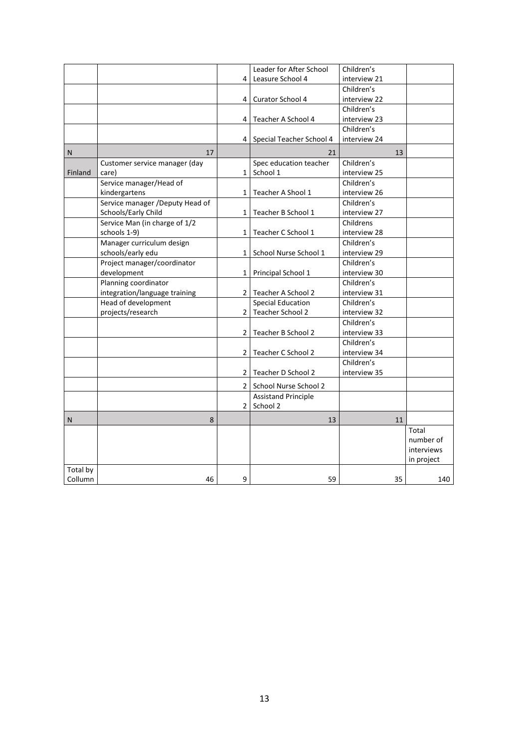| | | | | | |
|---|---|---|---|---|---|
| | | 4 | Leader for After School Leasure School 4 | Children's interview 21 | |
| | | 4 | Curator School 4 | Children's interview 22 | |
| | | 4 | Teacher A School 4 | Children's interview 23 | |
| | | 4 | Special Teacher School 4 | Children's interview 24 | |
| N | 17 | | 21 | 13 | |
| Finland | Customer service manager (day care) | 1 | Spec education teacher School 1 | Children's interview 25 | |
| | Service manager/Head of kindergartens | 1 | Teacher A Shool 1 | Children's interview 26 | |
| | Service manager /Deputy Head of Schools/Early Child | 1 | Teacher B School 1 | Children's interview 27 | |
| | Service Man (in charge of 1/2 schools 1-9) | 1 | Teacher C School 1 | Childrens interview 28 | |
| | Manager curriculum design schools/early edu | 1 | School Nurse School 1 | Children's interview 29 | |
| | Project manager/coordinator development | 1 | Principal School 1 | Children's interview 30 | |
| | Planning coordinator integration/language training | 2 | Teacher A School 2 | Children's interview 31 | |
| | Head of development projects/research | 2 | Special Education Teacher School 2 | Children's interview 32 | |
| | | 2 | Teacher B School 2 | Children's interview 33 | |
| | | 2 | Teacher C School 2 | Children's interview 34 | |
| | | 2 | Teacher D School 2 | Children's interview 35 | |
| | | 2 | School Nurse School 2 | | |
| | | 2 | Assistand Principle School 2 | | |
| N | 8 | | 13 | 11 | |
| | | | | | Total number of interviews in project |
| Total by Collumn | 46 | 9 | 59 | 35 | 140 |